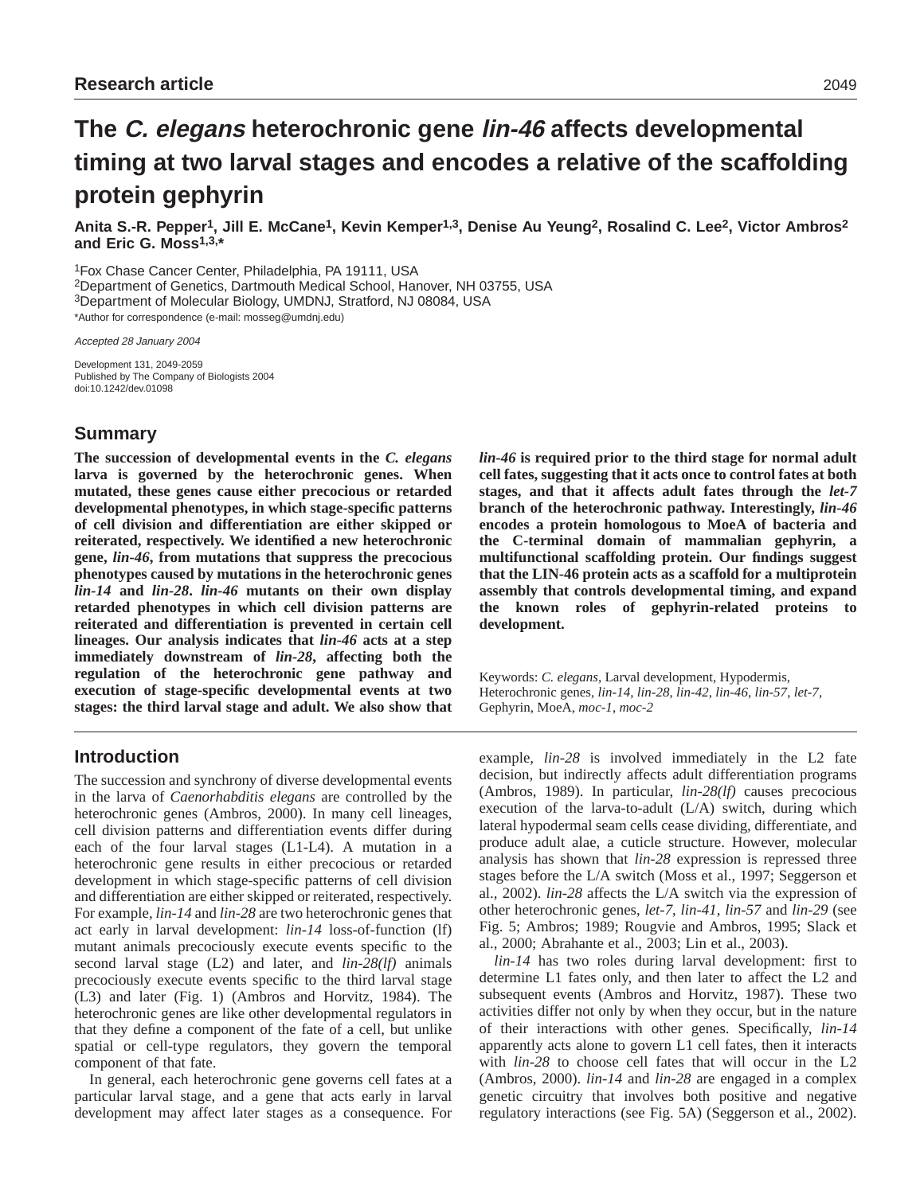Research article

# The *C. elegans* heterochronic gene *lin-46* affects developmental timing at two larval stages and encodes a relative of the scaffolding protein gephyrin

**Anita S.-R. Pepper[1], Jill E. McCane[1], Kevin Kemper[1,3], Denise Au Yeung[2], Rosalind C. Lee[2], Victor Ambros[2] and Eric G. Moss[1,3,*]**

[1]Fox Chase Cancer Center, Philadelphia, PA 19111, USA
[2]Department of Genetics, Dartmouth Medical School, Hanover, NH 03755, USA
[3]Department of Molecular Biology, UMDNJ, Stratford, NJ 08084, USA
*Author for correspondence (e-mail: mosseg@umdnj.edu)

*Accepted 28 January 2004*

Development 131, 2049-2059
Published by The Company of Biologists 2004
doi:10.1242/dev.01098

## Summary

**The succession of developmental events in the *C. elegans* larva is governed by the heterochronic genes. When mutated, these genes cause either precocious or retarded developmental phenotypes, in which stage-specific patterns of cell division and differentiation are either skipped or reiterated, respectively. We identified a new heterochronic gene, *lin-46*, from mutations that suppress the precocious phenotypes caused by mutations in the heterochronic genes *lin-14* and *lin-28*. *lin-46* mutants on their own display retarded phenotypes in which cell division patterns are reiterated and differentiation is prevented in certain cell lineages. Our analysis indicates that *lin-46* acts at a step immediately downstream of *lin-28*, affecting both the regulation of the heterochronic gene pathway and execution of stage-specific developmental events at two stages: the third larval stage and adult. We also show that *lin-46* is required prior to the third stage for normal adult cell fates, suggesting that it acts once to control fates at both stages, and that it affects adult fates through the *let-7* branch of the heterochronic pathway. Interestingly, *lin-46* encodes a protein homologous to MoeA of bacteria and the C-terminal domain of mammalian gephyrin, a multifunctional scaffolding protein. Our findings suggest that the LIN-46 protein acts as a scaffold for a multiprotein assembly that controls developmental timing, and expand the known roles of gephyrin-related proteins to development.**

Keywords: *C. elegans*, Larval development, Hypodermis, Heterochronic genes, *lin-14*, *lin-28*, *lin-42*, *lin-46*, *lin-57*, *let-7*, Gephyrin, MoeA, *moc-1*, *moc-2*

## Introduction

The succession and synchrony of diverse developmental events in the larva of *Caenorhabditis elegans* are controlled by the heterochronic genes (Ambros, 2000). In many cell lineages, cell division patterns and differentiation events differ during each of the four larval stages (L1-L4). A mutation in a heterochronic gene results in either precocious or retarded development in which stage-specific patterns of cell division and differentiation are either skipped or reiterated, respectively. For example, *lin-14* and *lin-28* are two heterochronic genes that act early in larval development: *lin-14* loss-of-function (lf) mutant animals precociously execute events specific to the second larval stage (L2) and later, and *lin-28(lf)* animals precociously execute events specific to the third larval stage (L3) and later (Fig. 1) (Ambros and Horvitz, 1984). The heterochronic genes are like other developmental regulators in that they define a component of the fate of a cell, but unlike spatial or cell-type regulators, they govern the temporal component of that fate.

In general, each heterochronic gene governs cell fates at a particular larval stage, and a gene that acts early in larval development may affect later stages as a consequence. For example, *lin-28* is involved immediately in the L2 fate decision, but indirectly affects adult differentiation programs (Ambros, 1989). In particular, *lin-28(lf)* causes precocious execution of the larva-to-adult (L/A) switch, during which lateral hypodermal seam cells cease dividing, differentiate, and produce adult alae, a cuticle structure. However, molecular analysis has shown that *lin-28* expression is repressed three stages before the L/A switch (Moss et al., 1997; Seggerson et al., 2002). *lin-28* affects the L/A switch via the expression of other heterochronic genes, *let-7*, *lin-41*, *lin-57* and *lin-29* (see Fig. 5; Ambros; 1989; Rougvie and Ambros, 1995; Slack et al., 2000; Abrahante et al., 2003; Lin et al., 2003).

*lin-14* has two roles during larval development: first to determine L1 fates only, and then later to affect the L2 and subsequent events (Ambros and Horvitz, 1987). These two activities differ not only by when they occur, but in the nature of their interactions with other genes. Specifically, *lin-14* apparently acts alone to govern L1 cell fates, then it interacts with *lin-28* to choose cell fates that will occur in the L2 (Ambros, 2000). *lin-14* and *lin-28* are engaged in a complex genetic circuitry that involves both positive and negative regulatory interactions (see Fig. 5A) (Seggerson et al., 2002).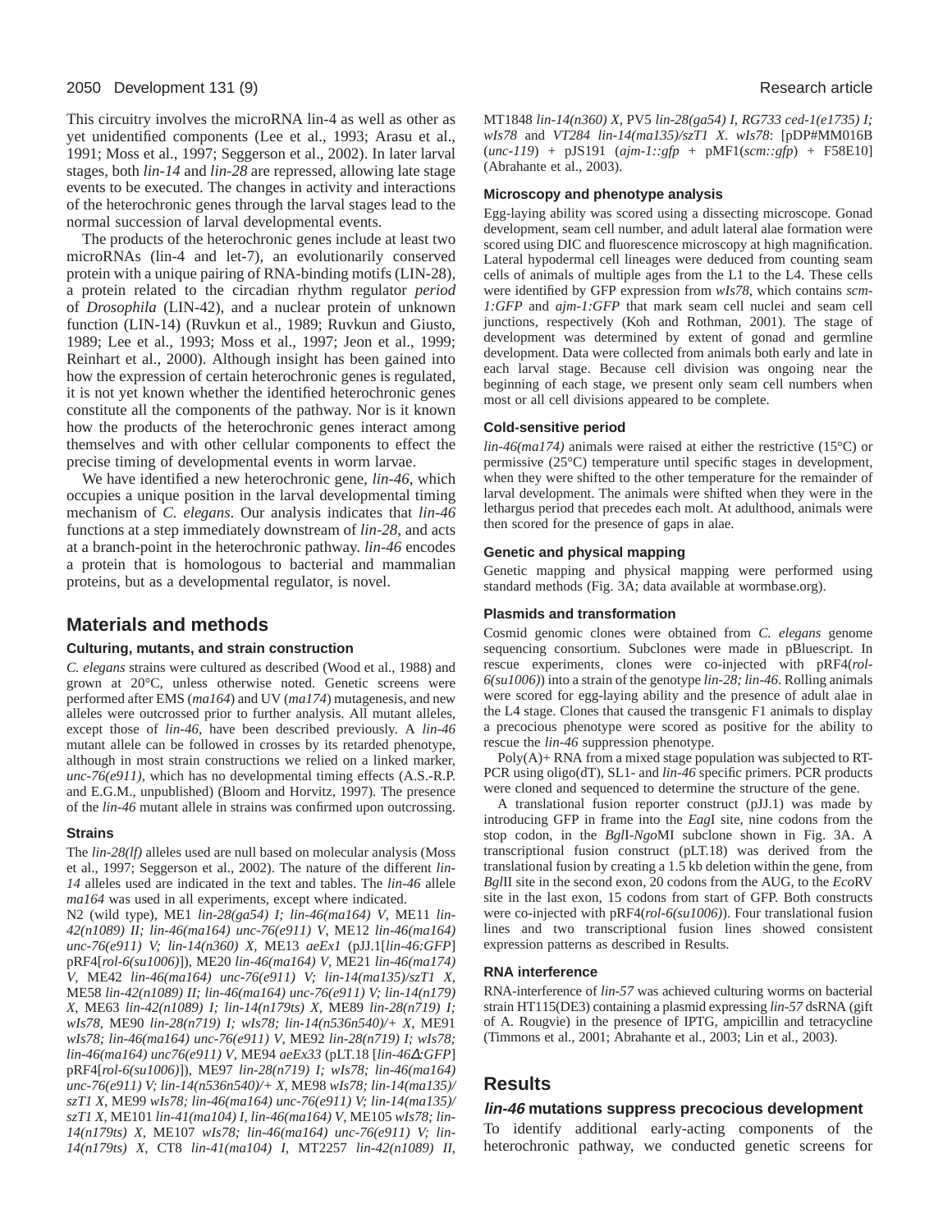This circuitry involves the microRNA lin-4 as well as other as yet unidentified components (Lee et al., 1993; Arasu et al., 1991; Moss et al., 1997; Seggerson et al., 2002). In later larval stages, both *lin-14* and *lin-28* are repressed, allowing late stage events to be executed. The changes in activity and interactions of the heterochronic genes through the larval stages lead to the normal succession of larval developmental events.

The products of the heterochronic genes include at least two microRNAs (lin-4 and let-7), an evolutionarily conserved protein with a unique pairing of RNA-binding motifs (LIN-28), a protein related to the circadian rhythm regulator *period* of *Drosophila* (LIN-42), and a nuclear protein of unknown function (LIN-14) (Ruvkun et al., 1989; Ruvkun and Giusto, 1989; Lee et al., 1993; Moss et al., 1997; Jeon et al., 1999; Reinhart et al., 2000). Although insight has been gained into how the expression of certain heterochronic genes is regulated, it is not yet known whether the identified heterochronic genes constitute all the components of the pathway. Nor is it known how the products of the heterochronic genes interact among themselves and with other cellular components to effect the precise timing of developmental events in worm larvae.

We have identified a new heterochronic gene, *lin-46*, which occupies a unique position in the larval developmental timing mechanism of *C. elegans*. Our analysis indicates that *lin-46* functions at a step immediately downstream of *lin-28*, and acts at a branch-point in the heterochronic pathway. *lin-46* encodes a protein that is homologous to bacterial and mammalian proteins, but as a developmental regulator, is novel.

## Materials and methods

### Culturing, mutants, and strain construction

*C. elegans* strains were cultured as described (Wood et al., 1988) and grown at 20°C, unless otherwise noted. Genetic screens were performed after EMS (*ma164*) and UV (*ma174*) mutagenesis, and new alleles were outcrossed prior to further analysis. All mutant alleles, except those of *lin-46*, have been described previously. A *lin-46* mutant allele can be followed in crosses by its retarded phenotype, although in most strain constructions we relied on a linked marker, *unc-76(e911)*, which has no developmental timing effects (A.S.-R.P. and E.G.M., unpublished) (Bloom and Horvitz, 1997). The presence of the *lin-46* mutant allele in strains was confirmed upon outcrossing.

### Strains

The *lin-28(lf)* alleles used are null based on molecular analysis (Moss et al., 1997; Seggerson et al., 2002). The nature of the different *lin-14* alleles used are indicated in the text and tables. The *lin-46* allele *ma164* was used in all experiments, except where indicated.

N2 (wild type), ME1 *lin-28(ga54) I; lin-46(ma164) V*, ME11 *lin-42(n1089) II; lin-46(ma164) unc-76(e911) V*, ME12 *lin-46(ma164) unc-76(e911) V; lin-14(n360) X*, ME13 *aeEx1* (pJJ.1[*lin-46:GFP*] pRF4[*rol-6(su1006)*]), ME20 *lin-46(ma164) V*, ME21 *lin-46(ma174) V*, ME42 *lin-46(ma164) unc-76(e911) V; lin-14(ma135)/szT1 X*, ME58 *lin-42(n1089) II; lin-46(ma164) unc-76(e911) V; lin-14(n179) X*, ME63 *lin-42(n1089) I; lin-14(n179ts) X*, ME89 *lin-28(n719) I; wIs78*, ME90 *lin-28(n719) I; wIs78; lin-14(n536n540)/+ X*, ME91 *wIs78; lin-46(ma164) unc-76(e911) V*, ME92 *lin-28(n719) I; wIs78; lin-46(ma164) unc76(e911) V*, ME94 *aeEx33* (pLT.18 [*lin-46∆:GFP*] pRF4[*rol-6(su1006)*]), ME97 *lin-28(n719) I; wIs78; lin-46(ma164) unc-76(e911) V; lin-14(n536n540)/+ X*, ME98 *wIs78; lin-14(ma135)/szT1 X*, ME99 *wIs78; lin-46(ma164) unc-76(e911) V; lin-14(ma135)/szT1 X*, ME101 *lin-41(ma104) I, lin-46(ma164) V*, ME105 *wIs78; lin-14(n179ts) X*, ME107 *wIs78; lin-46(ma164) unc-76(e911) V; lin-14(n179ts) X*, CT8 *lin-41(ma104) I*, MT2257 *lin-42(n1089) II*, MT1848 *lin-14(n360) X*, PV5 *lin-28(ga54) I*, *RG733 ced-1(e1735) I; wIs78* and *VT284 lin-14(ma135)/szT1 X*. *wIs78*: [pDP#MM016B (*unc-119*) + pJS191 (*ajm-1::gfp* + pMF1(*scm::gfp*) + F58E10] (Abrahante et al., 2003).

### Microscopy and phenotype analysis

Egg-laying ability was scored using a dissecting microscope. Gonad development, seam cell number, and adult lateral alae formation were scored using DIC and fluorescence microscopy at high magnification. Lateral hypodermal cell lineages were deduced from counting seam cells of animals of multiple ages from the L1 to the L4. These cells were identified by GFP expression from *wIs78*, which contains *scm-1:GFP* and *ajm-1:GFP* that mark seam cell nuclei and seam cell junctions, respectively (Koh and Rothman, 2001). The stage of development was determined by extent of gonad and germline development. Data were collected from animals both early and late in each larval stage. Because cell division was ongoing near the beginning of each stage, we present only seam cell numbers when most or all cell divisions appeared to be complete.

### Cold-sensitive period

*lin-46(ma174)* animals were raised at either the restrictive (15°C) or permissive (25°C) temperature until specific stages in development, when they were shifted to the other temperature for the remainder of larval development. The animals were shifted when they were in the lethargus period that precedes each molt. At adulthood, animals were then scored for the presence of gaps in alae.

### Genetic and physical mapping

Genetic mapping and physical mapping were performed using standard methods (Fig. 3A; data available at wormbase.org).

### Plasmids and transformation

Cosmid genomic clones were obtained from *C. elegans* genome sequencing consortium. Subclones were made in pBluescript. In rescue experiments, clones were co-injected with pRF4(*rol-6(su1006)*) into a strain of the genotype *lin-28; lin-46*. Rolling animals were scored for egg-laying ability and the presence of adult alae in the L4 stage. Clones that caused the transgenic F1 animals to display a precocious phenotype were scored as positive for the ability to rescue the *lin-46* suppression phenotype.

Poly(A)+ RNA from a mixed stage population was subjected to RT-PCR using oligo(dT), SL1- and *lin-46* specific primers. PCR products were cloned and sequenced to determine the structure of the gene.

A translational fusion reporter construct (pJJ.1) was made by introducing GFP in frame into the *Eag*I site, nine codons from the stop codon, in the *Bgl*I-*Ngo*MI subclone shown in Fig. 3A. A transcriptional fusion construct (pLT.18) was derived from the translational fusion by creating a 1.5 kb deletion within the gene, from *Bgl*II site in the second exon, 20 codons from the AUG, to the *Eco*RV site in the last exon, 15 codons from start of GFP. Both constructs were co-injected with pRF4(*rol-6(su1006)*). Four translational fusion lines and two transcriptional fusion lines showed consistent expression patterns as described in Results.

### RNA interference

RNA-interference of *lin-57* was achieved culturing worms on bacterial strain HT115(DE3) containing a plasmid expressing *lin-57* dsRNA (gift of A. Rougvie) in the presence of IPTG, ampicillin and tetracycline (Timmons et al., 2001; Abrahante et al., 2003; Lin et al., 2003).

## Results

### *lin-46* mutations suppress precocious development

To identify additional early-acting components of the heterochronic pathway, we conducted genetic screens for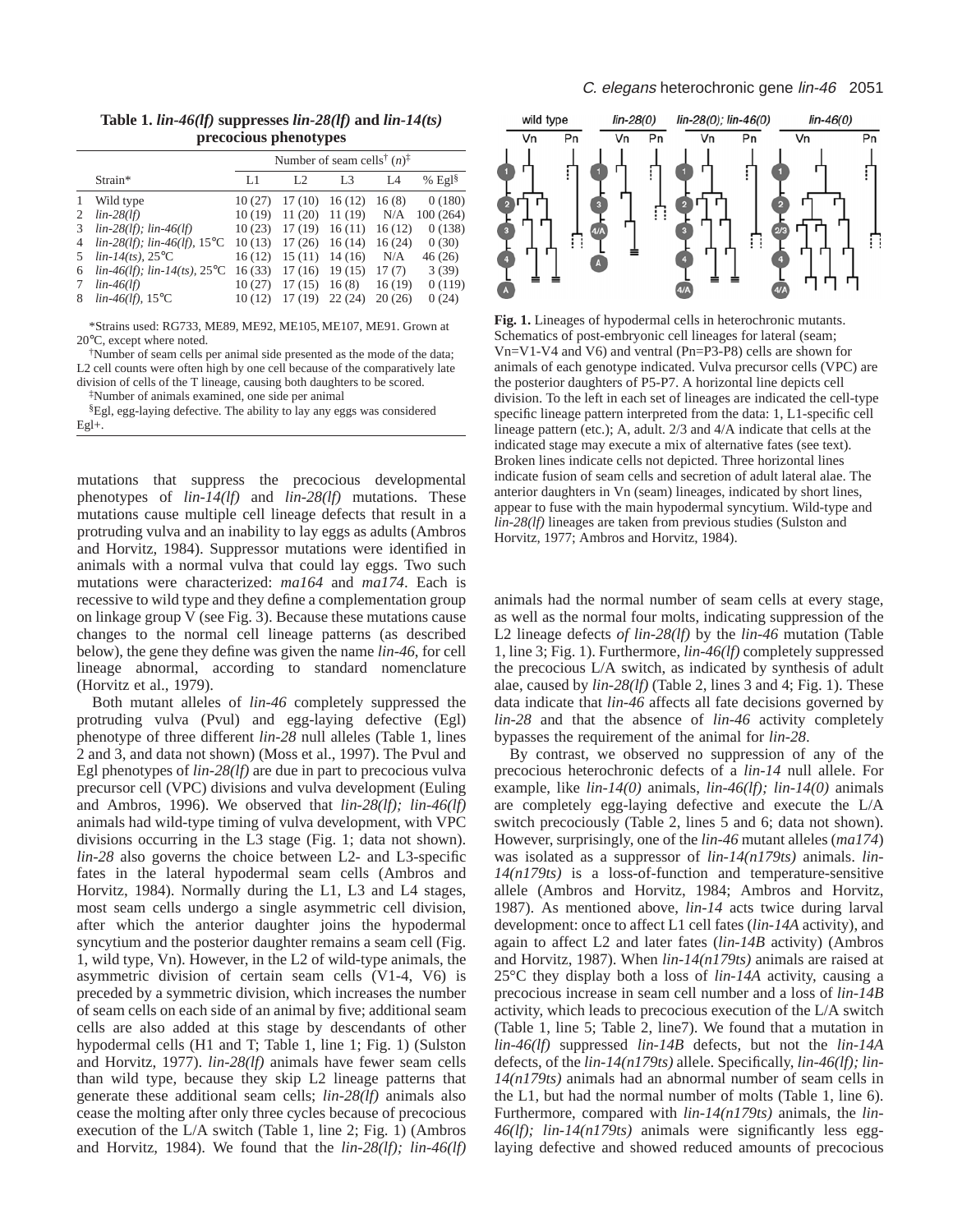**Table 1. *lin-46(lf)* suppresses *lin-28(lf)* and *lin-14(ts)* precocious phenotypes**

| | Strain* | Number of seam cells† (*n*)‡ | | | | |
|---|---|---|---|---|---|---|
| | | L1 | L2 | L3 | L4 | % Egl§ |
| 1 | Wild type | 10 (27) | 17 (10) | 16 (12) | 16 (8) | 0 (180) |
| 2 | *lin-28(lf)* | 10 (19) | 11 (20) | 11 (19) | N/A | 100 (264) |
| 3 | *lin-28(lf); lin-46(lf)* | 10 (23) | 17 (19) | 16 (11) | 16 (12) | 0 (138) |
| 4 | *lin-28(lf); lin-46(lf)*, 15°C | 10 (13) | 17 (26) | 16 (14) | 16 (24) | 0 (30) |
| 5 | *lin-14(ts)*, 25°C | 16 (12) | 15 (11) | 14 (16) | N/A | 46 (26) |
| 6 | *lin-46(lf); lin-14(ts)*, 25°C | 16 (33) | 17 (16) | 19 (15) | 17 (7) | 3 (39) |
| 7 | *lin-46(lf)* | 10 (27) | 17 (15) | 16 (8) | 16 (19) | 0 (119) |
| 8 | *lin-46(lf)*, 15°C | 10 (12) | 17 (19) | 22 (24) | 20 (26) | 0 (24) |

*Strains used: RG733, ME89, ME92, ME105, ME107, ME91. Grown at 20°C, except where noted.

†Number of seam cells per animal side presented as the mode of the data; L2 cell counts were often high by one cell because of the comparatively late division of cells of the T lineage, causing both daughters to be scored.

‡Number of animals examined, one side per animal

§Egl, egg-laying defective. The ability to lay any eggs was considered Egl+.

mutations that suppress the precocious developmental phenotypes of *lin-14(lf)* and *lin-28(lf)* mutations. These mutations cause multiple cell lineage defects that result in a protruding vulva and an inability to lay eggs as adults (Ambros and Horvitz, 1984). Suppressor mutations were identified in animals with a normal vulva that could lay eggs. Two such mutations were characterized: *ma164* and *ma174*. Each is recessive to wild type and they define a complementation group on linkage group V (see Fig. 3). Because these mutations cause changes to the normal cell lineage patterns (as described below), the gene they define was given the name *lin-46*, for cell lineage abnormal, according to standard nomenclature (Horvitz et al., 1979).

Both mutant alleles of *lin-46* completely suppressed the protruding vulva (Pvul) and egg-laying defective (Egl) phenotype of three different *lin-28* null alleles (Table 1, lines 2 and 3, and data not shown) (Moss et al., 1997). The Pvul and Egl phenotypes of *lin-28(lf)* are due in part to precocious vulva precursor cell (VPC) divisions and vulva development (Euling and Ambros, 1996). We observed that *lin-28(lf); lin-46(lf)* animals had wild-type timing of vulva development, with VPC divisions occurring in the L3 stage (Fig. 1; data not shown). *lin-28* also governs the choice between L2- and L3-specific fates in the lateral hypodermal seam cells (Ambros and Horvitz, 1984). Normally during the L1, L3 and L4 stages, most seam cells undergo a single asymmetric cell division, after which the anterior daughter joins the hypodermal syncytium and the posterior daughter remains a seam cell (Fig. 1, wild type, Vn). However, in the L2 of wild-type animals, the asymmetric division of certain seam cells (V1-4, V6) is preceded by a symmetric division, which increases the number of seam cells on each side of an animal by five; additional seam cells are also added at this stage by descendants of other hypodermal cells (H1 and T; Table 1, line 1; Fig. 1) (Sulston and Horvitz, 1977). *lin-28(lf)* animals have fewer seam cells than wild type, because they skip L2 lineage patterns that generate these additional seam cells; *lin-28(lf)* animals also cease the molting after only three cycles because of precocious execution of the L/A switch (Table 1, line 2; Fig. 1) (Ambros and Horvitz, 1984). We found that the *lin-28(lf); lin-46(lf)* animals had the normal number of seam cells at every stage, as well as the normal four molts, indicating suppression of the L2 lineage defects *of lin-28(lf)* by the *lin-46* mutation (Table 1, line 3; Fig. 1). Furthermore, *lin-46(lf)* completely suppressed the precocious L/A switch, as indicated by synthesis of adult alae, caused by *lin-28(lf)* (Table 2, lines 3 and 4; Fig. 1). These data indicate that *lin-46* affects all fate decisions governed by *lin-28* and that the absence of *lin-46* activity completely bypasses the requirement of the animal for *lin-28*.

**Fig. 1.** Lineages of hypodermal cells in heterochronic mutants. Schematics of post-embryonic cell lineages for lateral (seam; Vn=V1-V4 and V6) and ventral (Pn=P3-P8) cells are shown for animals of each genotype indicated. Vulva precursor cells (VPC) are the posterior daughters of P5-P7. A horizontal line depicts cell division. To the left in each set of lineages are indicated the cell-type specific lineage pattern interpreted from the data: 1, L1-specific cell lineage pattern (etc.); A, adult. 2/3 and 4/A indicate that cells at the indicated stage may execute a mix of alternative fates (see text). Broken lines indicate cells not depicted. Three horizontal lines indicate fusion of seam cells and secretion of adult lateral alae. The anterior daughters in Vn (seam) lineages, indicated by short lines, appear to fuse with the main hypodermal syncytium. Wild-type and *lin-28(lf)* lineages are taken from previous studies (Sulston and Horvitz, 1977; Ambros and Horvitz, 1984).

By contrast, we observed no suppression of any of the precocious heterochronic defects of a *lin-14* null allele. For example, like *lin-14(0)* animals, *lin-46(lf); lin-14(0)* animals are completely egg-laying defective and execute the L/A switch precociously (Table 2, lines 5 and 6; data not shown). However, surprisingly, one of the *lin-46* mutant alleles (*ma174*) was isolated as a suppressor of *lin-14(n179ts)* animals. *lin-14(n179ts)* is a loss-of-function and temperature-sensitive allele (Ambros and Horvitz, 1984; Ambros and Horvitz, 1987). As mentioned above, *lin-14* acts twice during larval development: once to affect L1 cell fates (*lin-14A* activity), and again to affect L2 and later fates (*lin-14B* activity) (Ambros and Horvitz, 1987). When *lin-14(n179ts)* animals are raised at 25°C they display both a loss of *lin-14A* activity, causing a precocious increase in seam cell number and a loss of *lin-14B* activity, which leads to precocious execution of the L/A switch (Table 1, line 5; Table 2, line7). We found that a mutation in *lin-46(lf)* suppressed *lin-14B* defects, but not the *lin-14A* defects, of the *lin-14(n179ts)* allele. Specifically, *lin-46(lf); lin-14(n179ts)* animals had an abnormal number of seam cells in the L1, but had the normal number of molts (Table 1, line 6). Furthermore, compared with *lin-14(n179ts)* animals, the *lin-46(lf); lin-14(n179ts)* animals were significantly less egg-laying defective and showed reduced amounts of precocious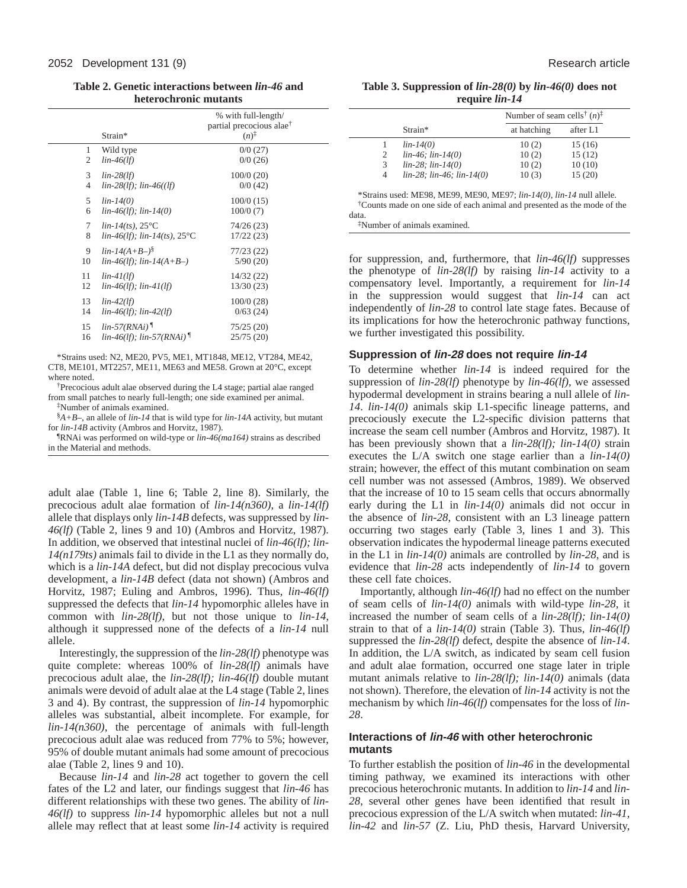**Table 2. Genetic interactions between *lin-46* and heterochronic mutants**

| | Strain* | % with full-length/ partial precocious alae† ($n$)‡ |
|---|---|---|
| 1 | Wild type | 0/0 (27) |
| 2 | *lin-46(lf)* | 0/0 (26) |
| 3 | *lin-28(lf)* | 100/0 (20) |
| 4 | *lin-28(lf); lin-46((lf)* | 0/0 (42) |
| 5 | *lin-14(0)* | 100/0 (15) |
| 6 | *lin-46(lf); lin-14(0)* | 100/0 (7) |
| 7 | *lin-14(ts)*, 25°C | 74/26 (23) |
| 8 | *lin-46(lf); lin-14(ts)*, 25°C | 17/22 (23) |
| 9 | *lin-14(A+B–)*§ | 77/23 (22) |
| 10 | *lin-46(lf); lin-14(A+B–)* | 5/90 (20) |
| 11 | *lin-41(lf)* | 14/32 (22) |
| 12 | *lin-46(lf); lin-41(lf)* | 13/30 (23) |
| 13 | *lin-42(lf)* | 100/0 (28) |
| 14 | *lin-46(lf); lin-42(lf)* | 0/63 (24) |
| 15 | *lin-57(RNAi)*¶ | 75/25 (20) |
| 16 | *lin-46(lf); lin-57(RNAi)*¶ | 25/75 (20) |

*Strains used: N2, ME20, PV5, ME1, MT1848, ME12, VT284, ME42, CT8, ME101, MT2257, ME11, ME63 and ME58. Grown at 20°C, except where noted.

†Precocious adult alae observed during the L4 stage; partial alae ranged from small patches to nearly full-length; one side examined per animal.

‡Number of animals examined.

§*A+B–*, an allele of *lin-14* that is wild type for *lin-14A* activity, but mutant for *lin-14B* activity (Ambros and Horvitz, 1987).

¶RNAi was performed on wild-type or *lin-46(ma164)* strains as described in the Material and methods.

adult alae (Table 1, line 6; Table 2, line 8). Similarly, the precocious adult alae formation of *lin-14(n360)*, a *lin-14(lf)* allele that displays only *lin-14B* defects, was suppressed by *lin-46(lf)* (Table 2, lines 9 and 10) (Ambros and Horvitz, 1987). In addition, we observed that intestinal nuclei of *lin-46(lf); lin-14(n179ts)* animals fail to divide in the L1 as they normally do, which is a *lin-14A* defect, but did not display precocious vulva development, a *lin-14B* defect (data not shown) (Ambros and Horvitz, 1987; Euling and Ambros, 1996). Thus, *lin-46(lf)* suppressed the defects that *lin-14* hypomorphic alleles have in common with *lin-28(lf)*, but not those unique to *lin-14*, although it suppressed none of the defects of a *lin-14* null allele.

Interestingly, the suppression of the *lin-28(lf)* phenotype was quite complete: whereas 100% of *lin-28(lf)* animals have precocious adult alae, the *lin-28(lf); lin-46(lf)* double mutant animals were devoid of adult alae at the L4 stage (Table 2, lines 3 and 4). By contrast, the suppression of *lin-14* hypomorphic alleles was substantial, albeit incomplete. For example, for *lin-14(n360)*, the percentage of animals with full-length precocious adult alae was reduced from 77% to 5%; however, 95% of double mutant animals had some amount of precocious alae (Table 2, lines 9 and 10).

Because *lin-14* and *lin-28* act together to govern the cell fates of the L2 and later, our findings suggest that *lin-46* has different relationships with these two genes. The ability of *lin-46(lf)* to suppress *lin-14* hypomorphic alleles but not a null allele may reflect that at least some *lin-14* activity is required for suppression, and, furthermore, that *lin-46(lf)* suppresses the phenotype of *lin-28(lf)* by raising *lin-14* activity to a compensatory level. Importantly, a requirement for *lin-14* in the suppression would suggest that *lin-14* can act independently of *lin-28* to control late stage fates. Because of its implications for how the heterochronic pathway functions, we further investigated this possibility.

**Table 3. Suppression of *lin-28(0)* by *lin-46(0)* does not require *lin-14***

| | Strain* | Number of seam cells† ($n$)‡ | |
|---|---|---|---|
| | | at hatching | after L1 |
| 1 | *lin-14(0)* | 10 (2) | 15 (16) |
| 2 | *lin-46; lin-14(0)* | 10 (2) | 15 (12) |
| 3 | *lin-28; lin-14(0)* | 10 (2) | 10 (10) |
| 4 | *lin-28; lin-46; lin-14(0)* | 10 (3) | 15 (20) |

*Strains used: ME98, ME99, ME90, ME97; *lin-14(0)*, *lin-14* null allele.

†Counts made on one side of each animal and presented as the mode of the data.

‡Number of animals examined.

### Suppression of *lin-28* does not require *lin-14*

To determine whether *lin-14* is indeed required for the suppression of *lin-28(lf)* phenotype by *lin-46(lf)*, we assessed hypodermal development in strains bearing a null allele of *lin-14*. *lin-14(0)* animals skip L1-specific lineage patterns, and precociously execute the L2-specific division patterns that increase the seam cell number (Ambros and Horvitz, 1987). It has been previously shown that a *lin-28(lf); lin-14(0)* strain executes the L/A switch one stage earlier than a *lin-14(0)* strain; however, the effect of this mutant combination on seam cell number was not assessed (Ambros, 1989). We observed that the increase of 10 to 15 seam cells that occurs abnormally early during the L1 in *lin-14(0)* animals did not occur in the absence of *lin-28*, consistent with an L3 lineage pattern occurring two stages early (Table 3, lines 1 and 3). This observation indicates the hypodermal lineage patterns executed in the L1 in *lin-14(0)* animals are controlled by *lin-28*, and is evidence that *lin-28* acts independently of *lin-14* to govern these cell fate choices.

Importantly, although *lin-46(lf)* had no effect on the number of seam cells of *lin-14(0)* animals with wild-type *lin-28*, it increased the number of seam cells of a *lin-28(lf); lin-14(0)* strain to that of a *lin-14(0)* strain (Table 3). Thus, *lin-46(lf)* suppressed the *lin-28(lf)* defect, despite the absence of *lin-14*. In addition, the L/A switch, as indicated by seam cell fusion and adult alae formation, occurred one stage later in triple mutant animals relative to *lin-28(lf); lin-14(0)* animals (data not shown). Therefore, the elevation of *lin-14* activity is not the mechanism by which *lin-46(lf)* compensates for the loss of *lin-28*.

### Interactions of *lin-46* with other heterochronic mutants

To further establish the position of *lin-46* in the developmental timing pathway, we examined its interactions with other precocious heterochronic mutants. In addition to *lin-14* and *lin-28*, several other genes have been identified that result in precocious expression of the L/A switch when mutated: *lin-41*, *lin-42* and *lin-57* (Z. Liu, PhD thesis, Harvard University,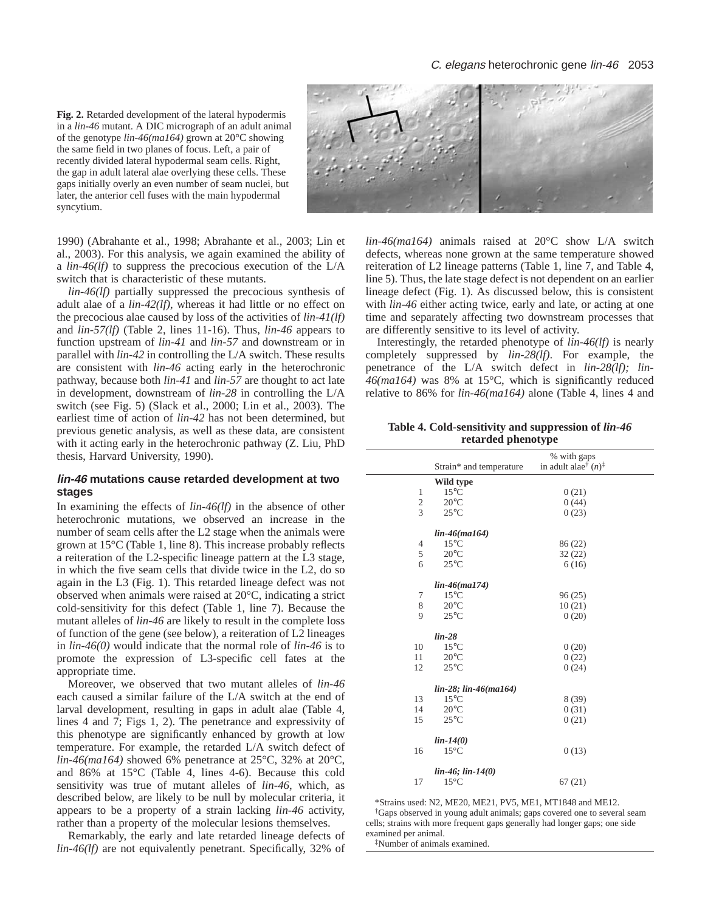**Fig. 2.** Retarded development of the lateral hypodermis in a *lin-46* mutant. A DIC micrograph of an adult animal of the genotype *lin-46(ma164)* grown at 20°C showing the same field in two planes of focus. Left, a pair of recently divided lateral hypodermal seam cells. Right, the gap in adult lateral alae overlying these cells. These gaps initially overly an even number of seam nuclei, but later, the anterior cell fuses with the main hypodermal syncytium.

1990) (Abrahante et al., 1998; Abrahante et al., 2003; Lin et al., 2003). For this analysis, we again examined the ability of a *lin-46(lf)* to suppress the precocious execution of the L/A switch that is characteristic of these mutants.

*lin-46(lf)* partially suppressed the precocious synthesis of adult alae of a *lin-42(lf)*, whereas it had little or no effect on the precocious alae caused by loss of the activities of *lin-41(lf)* and *lin-57(lf)* (Table 2, lines 11-16). Thus, *lin-46* appears to function upstream of *lin-41* and *lin-57* and downstream or in parallel with *lin-42* in controlling the L/A switch. These results are consistent with *lin-46* acting early in the heterochronic pathway, because both *lin-41* and *lin-57* are thought to act late in development, downstream of *lin-28* in controlling the L/A switch (see Fig. 5) (Slack et al., 2000; Lin et al., 2003). The earliest time of action of *lin-42* has not been determined, but previous genetic analysis, as well as these data, are consistent with it acting early in the heterochronic pathway (Z. Liu, PhD thesis, Harvard University, 1990).

### *lin-46* mutations cause retarded development at two stages

In examining the effects of *lin-46(lf)* in the absence of other heterochronic mutations, we observed an increase in the number of seam cells after the L2 stage when the animals were grown at 15°C (Table 1, line 8). This increase probably reflects a reiteration of the L2-specific lineage pattern at the L3 stage, in which the five seam cells that divide twice in the L2, do so again in the L3 (Fig. 1). This retarded lineage defect was not observed when animals were raised at 20°C, indicating a strict cold-sensitivity for this defect (Table 1, line 7). Because the mutant alleles of *lin-46* are likely to result in the complete loss of function of the gene (see below), a reiteration of L2 lineages in *lin-46(0)* would indicate that the normal role of *lin-46* is to promote the expression of L3-specific cell fates at the appropriate time.

Moreover, we observed that two mutant alleles of *lin-46* each caused a similar failure of the L/A switch at the end of larval development, resulting in gaps in adult alae (Table 4, lines 4 and 7; Figs 1, 2). The penetrance and expressivity of this phenotype are significantly enhanced by growth at low temperature. For example, the retarded L/A switch defect of *lin-46(ma164)* showed 6% penetrance at 25°C, 32% at 20°C, and 86% at 15°C (Table 4, lines 4-6). Because this cold sensitivity was true of mutant alleles of *lin-46*, which, as described below, are likely to be null by molecular criteria, it appears to be a property of a strain lacking *lin-46* activity, rather than a property of the molecular lesions themselves.

Remarkably, the early and late retarded lineage defects of *lin-46(lf)* are not equivalently penetrant. Specifically, 32% of *lin-46(ma164)* animals raised at 20°C show L/A switch defects, whereas none grown at the same temperature showed reiteration of L2 lineage patterns (Table 1, line 7, and Table 4, line 5). Thus, the late stage defect is not dependent on an earlier lineage defect (Fig. 1). As discussed below, this is consistent with *lin-46* either acting twice, early and late, or acting at one time and separately affecting two downstream processes that are differently sensitive to its level of activity.

Interestingly, the retarded phenotype of *lin-46(lf)* is nearly completely suppressed by *lin-28(lf)*. For example, the penetrance of the L/A switch defect in *lin-28(lf); lin-46(ma164)* was 8% at 15°C, which is significantly reduced relative to 86% for *lin-46(ma164)* alone (Table 4, lines 4 and

**Table 4. Cold-sensitivity and suppression of *lin-46* retarded phenotype**

| | Strain* and temperature | % with gaps in adult alae[†] (*n*)[‡] |
|---|---|---|
| | **Wild type** | |
| 1 | 15°C | 0 (21) |
| 2 | 20°C | 0 (44) |
| 3 | 25°C | 0 (23) |
| | ***lin-46(ma164)*** | |
| 4 | 15°C | 86 (22) |
| 5 | 20°C | 32 (22) |
| 6 | 25°C | 6 (16) |
| | ***lin-46(ma174)*** | |
| 7 | 15°C | 96 (25) |
| 8 | 20°C | 10 (21) |
| 9 | 25°C | 0 (20) |
| | ***lin-28*** | |
| 10 | 15°C | 0 (20) |
| 11 | 20°C | 0 (22) |
| 12 | 25°C | 0 (24) |
| | ***lin-28; lin-46(ma164)*** | |
| 13 | 15°C | 8 (39) |
| 14 | 20°C | 0 (31) |
| 15 | 25°C | 0 (21) |
| | ***lin-14(0)*** | |
| 16 | 15°C | 0 (13) |
| | ***lin-46; lin-14(0)*** | |
| 17 | 15°C | 67 (21) |

*Strains used: N2, ME20, ME21, PV5, ME1, MT1848 and ME12.

[†]Gaps observed in young adult animals; gaps covered one to several seam cells; strains with more frequent gaps generally had longer gaps; one side examined per animal.

[‡]Number of animals examined.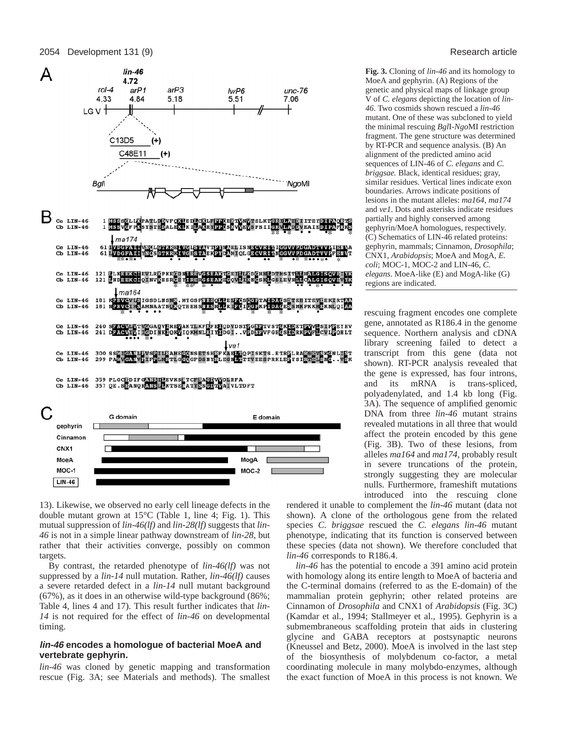**Fig. 3.** Cloning of *lin-46* and its homology to MoeA and gephyrin. (A) Regions of the genetic and physical maps of linkage group V of *C. elegans* depicting the location of *lin-46*. Two cosmids shown rescued a *lin-46* mutant. One of these was subcloned to yield the minimal rescuing *Bgl*I-*Ngo*MI restriction fragment. The gene structure was determined by RT-PCR and sequence analysis. (B) An alignment of the predicted amino acid sequences of LIN-46 of *C. elegans* and *C. briggsae.* Black, identical residues; gray, similar residues. Vertical lines indicate exon boundaries. Arrows indicate positions of lesions in the mutant alleles: *ma164*, *ma174* and *ve1*. Dots and asterisks indicate residues partially and highly conserved among gephyrin/MoeA homologues, respectively. (C) Schematics of LIN-46 related proteins: gephyrin, mammals; Cinnamon, *Drosophila*; CNX1, *Arabidopsis*; MoeA and MogA, *E. coli*; MOC-1, MOC-2 and LIN-46, *C. elegans*. MoeA-like (E) and MogA-like (G) regions are indicated.

13). Likewise, we observed no early cell lineage defects in the double mutant grown at 15°C (Table 1, line 4; Fig. 1). This mutual suppression of *lin-46(lf)* and *lin-28(lf)* suggests that *lin-46* is not in a simple linear pathway downstream of *lin-28*, but rather that their activities converge, possibly on common targets.

By contrast, the retarded phenotype of *lin-46(lf)* was not suppressed by a *lin-14* null mutation. Rather, *lin-46(lf)* causes a severe retarded defect in a *lin-14* null mutant background (67%), as it does in an otherwise wild-type background (86%; Table 4, lines 4 and 17). This result further indicates that *lin-14* is not required for the effect of *lin-46* on developmental timing.

### *lin-46* encodes a homologue of bacterial MoeA and vertebrate gephyrin.

*lin-46* was cloned by genetic mapping and transformation rescue (Fig. 3A; see Materials and methods). The smallest rescuing fragment encodes one complete gene, annotated as R186.4 in the genome sequence. Northern analysis and cDNA library screening failed to detect a transcript from this gene (data not shown). RT-PCR analysis revealed that the gene is expressed, has four introns, and its mRNA is trans-spliced, polyadenylated, and 1.4 kb long (Fig. 3A). The sequence of amplified genomic DNA from three *lin-46* mutant strains revealed mutations in all three that would affect the protein encoded by this gene (Fig. 3B). Two of these lesions, from alleles *ma164* and *ma174*, probably result in severe truncations of the protein, strongly suggesting they are molecular nulls. Furthermore, frameshift mutations introduced into the rescuing clone rendered it unable to complement the *lin-46* mutant (data not shown). A clone of the orthologous gene from the related species *C. briggsae* rescued the *C. elegans lin-46* mutant phenotype, indicating that its function is conserved between these species (data not shown). We therefore concluded that *lin-46* corresponds to R186.4.

*lin-46* has the potential to encode a 391 amino acid protein with homology along its entire length to MoeA of bacteria and the C-terminal domains (referred to as the E-domain) of the mammalian protein gephyrin; other related proteins are Cinnamon of *Drosophila* and CNX1 of *Arabidopsis* (Fig. 3C) (Kamdar et al., 1994; Stallmeyer et al., 1995). Gephyrin is a submembraneous scaffolding protein that aids in clustering glycine and GABA receptors at postsynaptic neurons (Kneussel and Betz, 2000). MoeA is involved in the last step of the biosynthesis of molybdenum co-factor, a metal coordinating molecule in many molybdo-enzymes, although the exact function of MoeA in this process is not known. We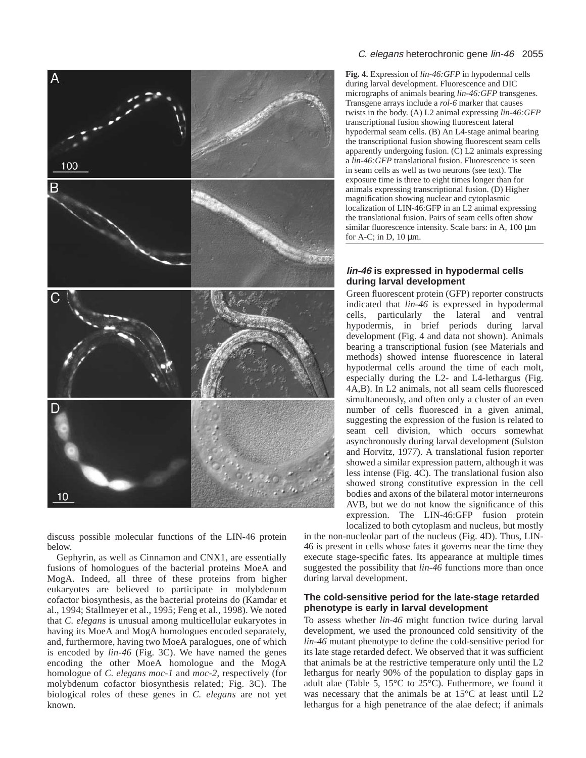**Fig. 4.** Expression of *lin-46:GFP* in hypodermal cells during larval development. Fluorescence and DIC micrographs of animals bearing *lin-46:GFP* transgenes. Transgene arrays include a *rol-6* marker that causes twists in the body. (A) L2 animal expressing *lin-46:GFP* transcriptional fusion showing fluorescent lateral hypodermal seam cells. (B) An L4-stage animal bearing the transcriptional fusion showing fluorescent seam cells apparently undergoing fusion. (C) L2 animals expressing a *lin-46:GFP* translational fusion. Fluorescence is seen in seam cells as well as two neurons (see text). The exposure time is three to eight times longer than for animals expressing transcriptional fusion. (D) Higher magnification showing nuclear and cytoplasmic localization of LIN-46:GFP in an L2 animal expressing the translational fusion. Pairs of seam cells often show similar fluorescence intensity. Scale bars: in A, 100 μm for A-C; in D, 10 μm.

discuss possible molecular functions of the LIN-46 protein below.

Gephyrin, as well as Cinnamon and CNX1, are essentially fusions of homologues of the bacterial proteins MoeA and MogA. Indeed, all three of these proteins from higher eukaryotes are believed to participate in molybdenum cofactor biosynthesis, as the bacterial proteins do (Kamdar et al., 1994; Stallmeyer et al., 1995; Feng et al., 1998). We noted that *C. elegans* is unusual among multicellular eukaryotes in having its MoeA and MogA homologues encoded separately, and, furthermore, having two MoeA paralogues, one of which is encoded by *lin-46* (Fig. 3C). We have named the genes encoding the other MoeA homologue and the MogA homologue of *C. elegans moc-1* and *moc-2*, respectively (for molybdenum cofactor biosynthesis related; Fig. 3C). The biological roles of these genes in *C. elegans* are not yet known.

### *lin-46* is expressed in hypodermal cells during larval development

Green fluorescent protein (GFP) reporter constructs indicated that *lin-46* is expressed in hypodermal cells, particularly the lateral and ventral hypodermis, in brief periods during larval development (Fig. 4 and data not shown). Animals bearing a transcriptional fusion (see Materials and methods) showed intense fluorescence in lateral hypodermal cells around the time of each molt, especially during the L2- and L4-lethargus (Fig. 4A,B). In L2 animals, not all seam cells fluoresced simultaneously, and often only a cluster of an even number of cells fluoresced in a given animal, suggesting the expression of the fusion is related to seam cell division, which occurs somewhat asynchronously during larval development (Sulston and Horvitz, 1977). A translational fusion reporter showed a similar expression pattern, although it was less intense (Fig. 4C). The translational fusion also showed strong constitutive expression in the cell bodies and axons of the bilateral motor interneurons AVB, but we do not know the significance of this expression. The LIN-46:GFP fusion protein localized to both cytoplasm and nucleus, but mostly in the non-nucleolar part of the nucleus (Fig. 4D). Thus, LIN-46 is present in cells whose fates it governs near the time they execute stage-specific fates. Its appearance at multiple times suggested the possibility that *lin-46* functions more than once during larval development.

### The cold-sensitive period for the late-stage retarded phenotype is early in larval development

To assess whether *lin-46* might function twice during larval development, we used the pronounced cold sensitivity of the *lin-46* mutant phenotype to define the cold-sensitive period for its late stage retarded defect. We observed that it was sufficient that animals be at the restrictive temperature only until the L2 lethargus for nearly 90% of the population to display gaps in adult alae (Table 5, 15°C to 25°C). Futhermore, we found it was necessary that the animals be at 15°C at least until L2 lethargus for a high penetrance of the alae defect; if animals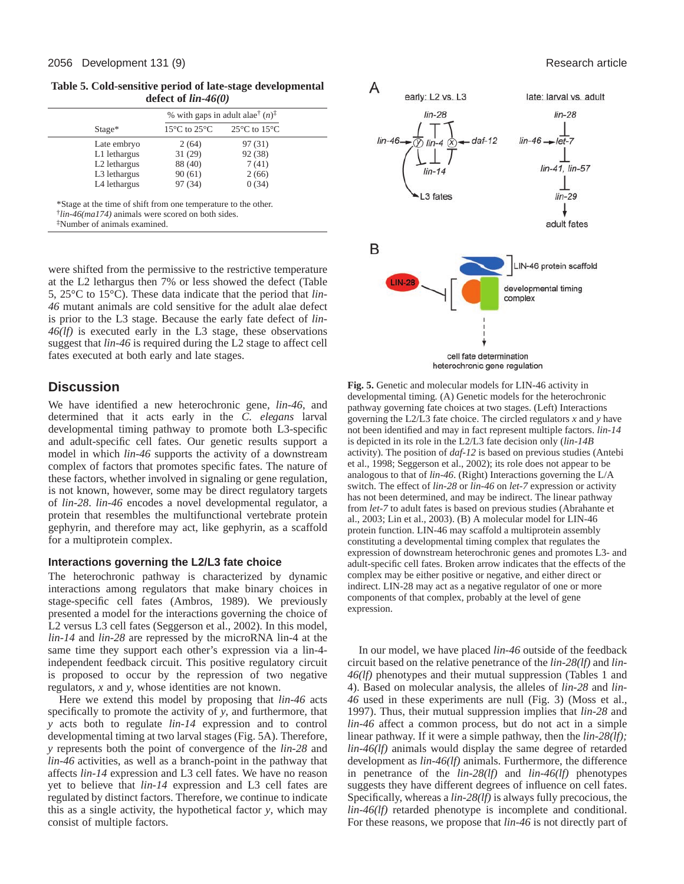**Table 5. Cold-sensitive period of late-stage developmental defect of *lin-46(0)***

| Stage* | % with gaps in adult alae† (n)‡ | |
|---|---|---|
| | 15°C to 25°C | 25°C to 15°C |
| Late embryo | 2 (64) | 97 (31) |
| L1 lethargus | 31 (29) | 92 (38) |
| L2 lethargus | 88 (40) | 7 (41) |
| L3 lethargus | 90 (61) | 2 (66) |
| L4 lethargus | 97 (34) | 0 (34) |

*Stage at the time of shift from one temperature to the other.
†*lin-46(ma174)* animals were scored on both sides.
‡Number of animals examined.

were shifted from the permissive to the restrictive temperature at the L2 lethargus then 7% or less showed the defect (Table 5, 25°C to 15°C). These data indicate that the period that *lin-46* mutant animals are cold sensitive for the adult alae defect is prior to the L3 stage. Because the early fate defect of *lin-46(lf)* is executed early in the L3 stage, these observations suggest that *lin-46* is required during the L2 stage to affect cell fates executed at both early and late stages.

## Discussion

We have identified a new heterochronic gene, *lin-46*, and determined that it acts early in the *C. elegans* larval developmental timing pathway to promote both L3-specific and adult-specific cell fates. Our genetic results support a model in which *lin-46* supports the activity of a downstream complex of factors that promotes specific fates. The nature of these factors, whether involved in signaling or gene regulation, is not known, however, some may be direct regulatory targets of *lin-28*. *lin-46* encodes a novel developmental regulator, a protein that resembles the multifunctional vertebrate protein gephyrin, and therefore may act, like gephyrin, as a scaffold for a multiprotein complex.

### Interactions governing the L2/L3 fate choice

The heterochronic pathway is characterized by dynamic interactions among regulators that make binary choices in stage-specific cell fates (Ambros, 1989). We previously presented a model for the interactions governing the choice of L2 versus L3 cell fates (Seggerson et al., 2002). In this model, *lin-14* and *lin-28* are repressed by the microRNA lin-4 at the same time they support each other's expression via a lin-4-independent feedback circuit. This positive regulatory circuit is proposed to occur by the repression of two negative regulators, *x* and *y*, whose identities are not known.

Here we extend this model by proposing that *lin-46* acts specifically to promote the activity of *y*, and furthermore, that *y* acts both to regulate *lin-14* expression and to control developmental timing at two larval stages (Fig. 5A). Therefore, *y* represents both the point of convergence of the *lin-28* and *lin-46* activities, as well as a branch-point in the pathway that affects *lin-14* expression and L3 cell fates. We have no reason yet to believe that *lin-14* expression and L3 cell fates are regulated by distinct factors. Therefore, we continue to indicate this as a single activity, the hypothetical factor *y*, which may consist of multiple factors.

**Fig. 5.** Genetic and molecular models for LIN-46 activity in developmental timing. (A) Genetic models for the heterochronic pathway governing fate choices at two stages. (Left) Interactions governing the L2/L3 fate choice. The circled regulators *x* and *y* have not been identified and may in fact represent multiple factors. *lin-14* is depicted in its role in the L2/L3 fate decision only (*lin-14B* activity). The position of *daf-12* is based on previous studies (Antebi et al., 1998; Seggerson et al., 2002); its role does not appear to be analogous to that of *lin-46*. (Right) Interactions governing the L/A switch. The effect of *lin-28* or *lin-46* on *let-7* expression or activity has not been determined, and may be indirect. The linear pathway from *let-7* to adult fates is based on previous studies (Abrahante et al., 2003; Lin et al., 2003). (B) A molecular model for LIN-46 protein function. LIN-46 may scaffold a multiprotein assembly constituting a developmental timing complex that regulates the expression of downstream heterochronic genes and promotes L3- and adult-specific cell fates. Broken arrow indicates that the effects of the complex may be either positive or negative, and either direct or indirect. LIN-28 may act as a negative regulator of one or more components of that complex, probably at the level of gene expression.

In our model, we have placed *lin-46* outside of the feedback circuit based on the relative penetrance of the *lin-28(lf)* and *lin-46(lf)* phenotypes and their mutual suppression (Tables 1 and 4). Based on molecular analysis, the alleles of *lin-28* and *lin-46* used in these experiments are null (Fig. 3) (Moss et al., 1997). Thus, their mutual suppression implies that *lin-28* and *lin-46* affect a common process, but do not act in a simple linear pathway. If it were a simple pathway, then the *lin-28(lf); lin-46(lf)* animals would display the same degree of retarded development as *lin-46(lf)* animals. Furthermore, the difference in penetrance of the *lin-28(lf)* and *lin-46(lf)* phenotypes suggests they have different degrees of influence on cell fates. Specifically, whereas a *lin-28(lf)* is always fully precocious, the *lin-46(lf)* retarded phenotype is incomplete and conditional. For these reasons, we propose that *lin-46* is not directly part of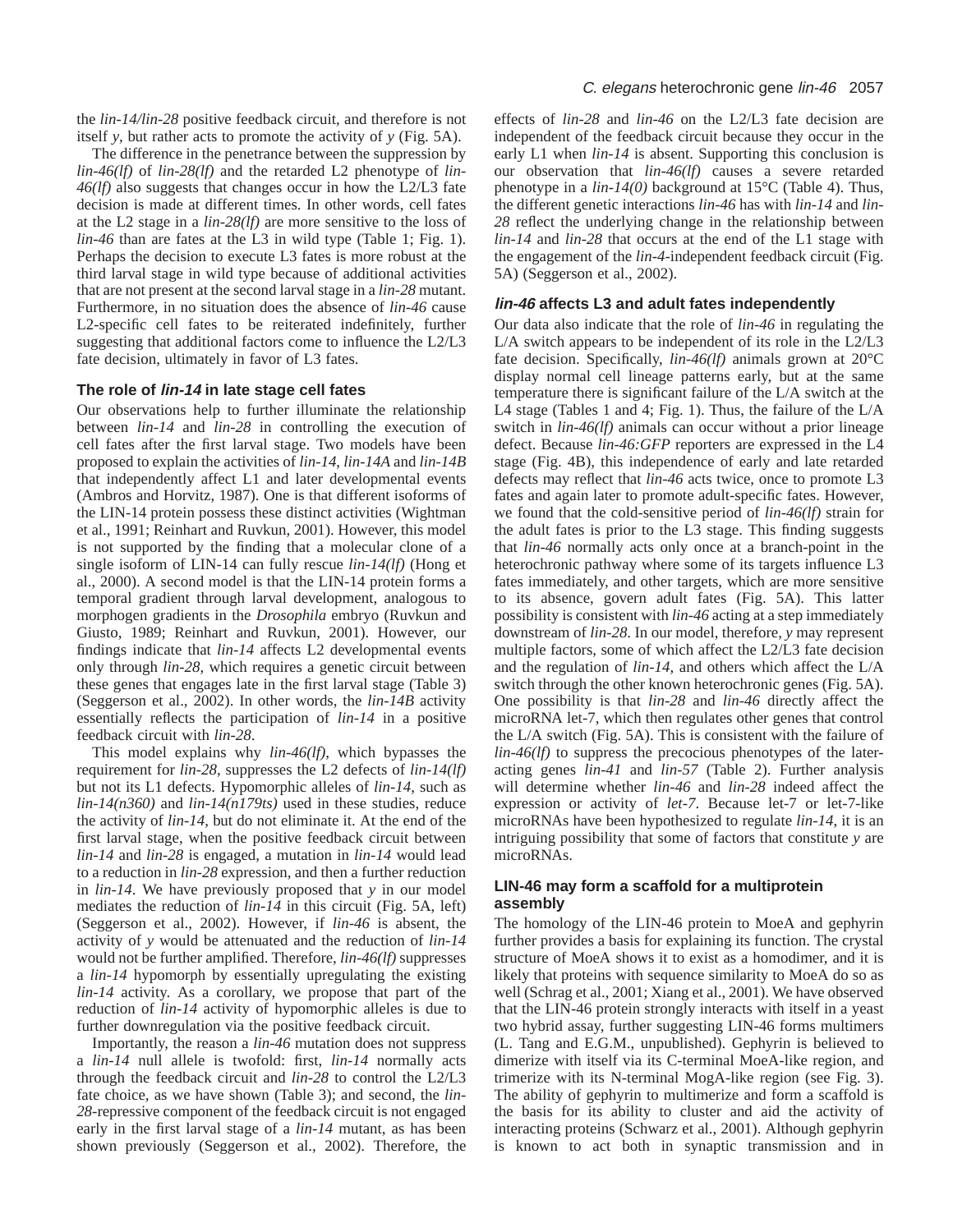the *lin-14/lin-28* positive feedback circuit, and therefore is not itself *y*, but rather acts to promote the activity of *y* (Fig. 5A).

The difference in the penetrance between the suppression by *lin-46(lf)* of *lin-28(lf)* and the retarded L2 phenotype of *lin-46(lf)* also suggests that changes occur in how the L2/L3 fate decision is made at different times. In other words, cell fates at the L2 stage in a *lin-28(lf)* are more sensitive to the loss of *lin-46* than are fates at the L3 in wild type (Table 1; Fig. 1). Perhaps the decision to execute L3 fates is more robust at the third larval stage in wild type because of additional activities that are not present at the second larval stage in a *lin-28* mutant. Furthermore, in no situation does the absence of *lin-46* cause L2-specific cell fates to be reiterated indefinitely, further suggesting that additional factors come to influence the L2/L3 fate decision, ultimately in favor of L3 fates.

### The role of *lin-14* in late stage cell fates

Our observations help to further illuminate the relationship between *lin-14* and *lin-28* in controlling the execution of cell fates after the first larval stage. Two models have been proposed to explain the activities of *lin-14*, *lin-14A* and *lin-14B* that independently affect L1 and later developmental events (Ambros and Horvitz, 1987). One is that different isoforms of the LIN-14 protein possess these distinct activities (Wightman et al., 1991; Reinhart and Ruvkun, 2001). However, this model is not supported by the finding that a molecular clone of a single isoform of LIN-14 can fully rescue *lin-14(lf)* (Hong et al., 2000). A second model is that the LIN-14 protein forms a temporal gradient through larval development, analogous to morphogen gradients in the *Drosophila* embryo (Ruvkun and Giusto, 1989; Reinhart and Ruvkun, 2001). However, our findings indicate that *lin-14* affects L2 developmental events only through *lin-28*, which requires a genetic circuit between these genes that engages late in the first larval stage (Table 3) (Seggerson et al., 2002). In other words, the *lin-14B* activity essentially reflects the participation of *lin-14* in a positive feedback circuit with *lin-28*.

This model explains why *lin-46(lf)*, which bypasses the requirement for *lin-28*, suppresses the L2 defects of *lin-14(lf)* but not its L1 defects. Hypomorphic alleles of *lin-14*, such as *lin-14(n360)* and *lin-14(n179ts)* used in these studies, reduce the activity of *lin-14*, but do not eliminate it. At the end of the first larval stage, when the positive feedback circuit between *lin-14* and *lin-28* is engaged, a mutation in *lin-14* would lead to a reduction in *lin-28* expression, and then a further reduction in *lin-14*. We have previously proposed that *y* in our model mediates the reduction of *lin-14* in this circuit (Fig. 5A, left) (Seggerson et al., 2002). However, if *lin-46* is absent, the activity of *y* would be attenuated and the reduction of *lin-14* would not be further amplified. Therefore, *lin-46(lf)* suppresses a *lin-14* hypomorph by essentially upregulating the existing *lin-14* activity. As a corollary, we propose that part of the reduction of *lin-14* activity of hypomorphic alleles is due to further downregulation via the positive feedback circuit.

Importantly, the reason a *lin-46* mutation does not suppress a *lin-14* null allele is twofold: first, *lin-14* normally acts through the feedback circuit and *lin-28* to control the L2/L3 fate choice, as we have shown (Table 3); and second, the *lin-28*-repressive component of the feedback circuit is not engaged early in the first larval stage of a *lin-14* mutant, as has been shown previously (Seggerson et al., 2002). Therefore, the effects of *lin-28* and *lin-46* on the L2/L3 fate decision are independent of the feedback circuit because they occur in the early L1 when *lin-14* is absent. Supporting this conclusion is our observation that *lin-46(lf)* causes a severe retarded phenotype in a *lin-14(0)* background at 15°C (Table 4). Thus, the different genetic interactions *lin-46* has with *lin-14* and *lin-28* reflect the underlying change in the relationship between *lin-14* and *lin-28* that occurs at the end of the L1 stage with the engagement of the *lin-4*-independent feedback circuit (Fig. 5A) (Seggerson et al., 2002).

### *lin-46* affects L3 and adult fates independently

Our data also indicate that the role of *lin-46* in regulating the L/A switch appears to be independent of its role in the L2/L3 fate decision. Specifically, *lin-46(lf)* animals grown at 20°C display normal cell lineage patterns early, but at the same temperature there is significant failure of the L/A switch at the L4 stage (Tables 1 and 4; Fig. 1). Thus, the failure of the L/A switch in *lin-46(lf)* animals can occur without a prior lineage defect. Because *lin-46:GFP* reporters are expressed in the L4 stage (Fig. 4B), this independence of early and late retarded defects may reflect that *lin-46* acts twice, once to promote L3 fates and again later to promote adult-specific fates. However, we found that the cold-sensitive period of *lin-46(lf)* strain for the adult fates is prior to the L3 stage. This finding suggests that *lin-46* normally acts only once at a branch-point in the heterochronic pathway where some of its targets influence L3 fates immediately, and other targets, which are more sensitive to its absence, govern adult fates (Fig. 5A). This latter possibility is consistent with *lin-46* acting at a step immediately downstream of *lin-28*. In our model, therefore, *y* may represent multiple factors, some of which affect the L2/L3 fate decision and the regulation of *lin-14*, and others which affect the L/A switch through the other known heterochronic genes (Fig. 5A). One possibility is that *lin-28* and *lin-46* directly affect the microRNA let-7, which then regulates other genes that control the L/A switch (Fig. 5A). This is consistent with the failure of *lin-46(lf)* to suppress the precocious phenotypes of the later-acting genes *lin-41* and *lin-57* (Table 2). Further analysis will determine whether *lin-46* and *lin-28* indeed affect the expression or activity of *let-7*. Because let-7 or let-7-like microRNAs have been hypothesized to regulate *lin-14*, it is an intriguing possibility that some of factors that constitute *y* are microRNAs.

### LIN-46 may form a scaffold for a multiprotein assembly

The homology of the LIN-46 protein to MoeA and gephyrin further provides a basis for explaining its function. The crystal structure of MoeA shows it to exist as a homodimer, and it is likely that proteins with sequence similarity to MoeA do so as well (Schrag et al., 2001; Xiang et al., 2001). We have observed that the LIN-46 protein strongly interacts with itself in a yeast two hybrid assay, further suggesting LIN-46 forms multimers (L. Tang and E.G.M., unpublished). Gephyrin is believed to dimerize with itself via its C-terminal MoeA-like region, and trimerize with its N-terminal MogA-like region (see Fig. 3). The ability of gephyrin to multimerize and form a scaffold is the basis for its ability to cluster and aid the activity of interacting proteins (Schwarz et al., 2001). Although gephyrin is known to act both in synaptic transmission and in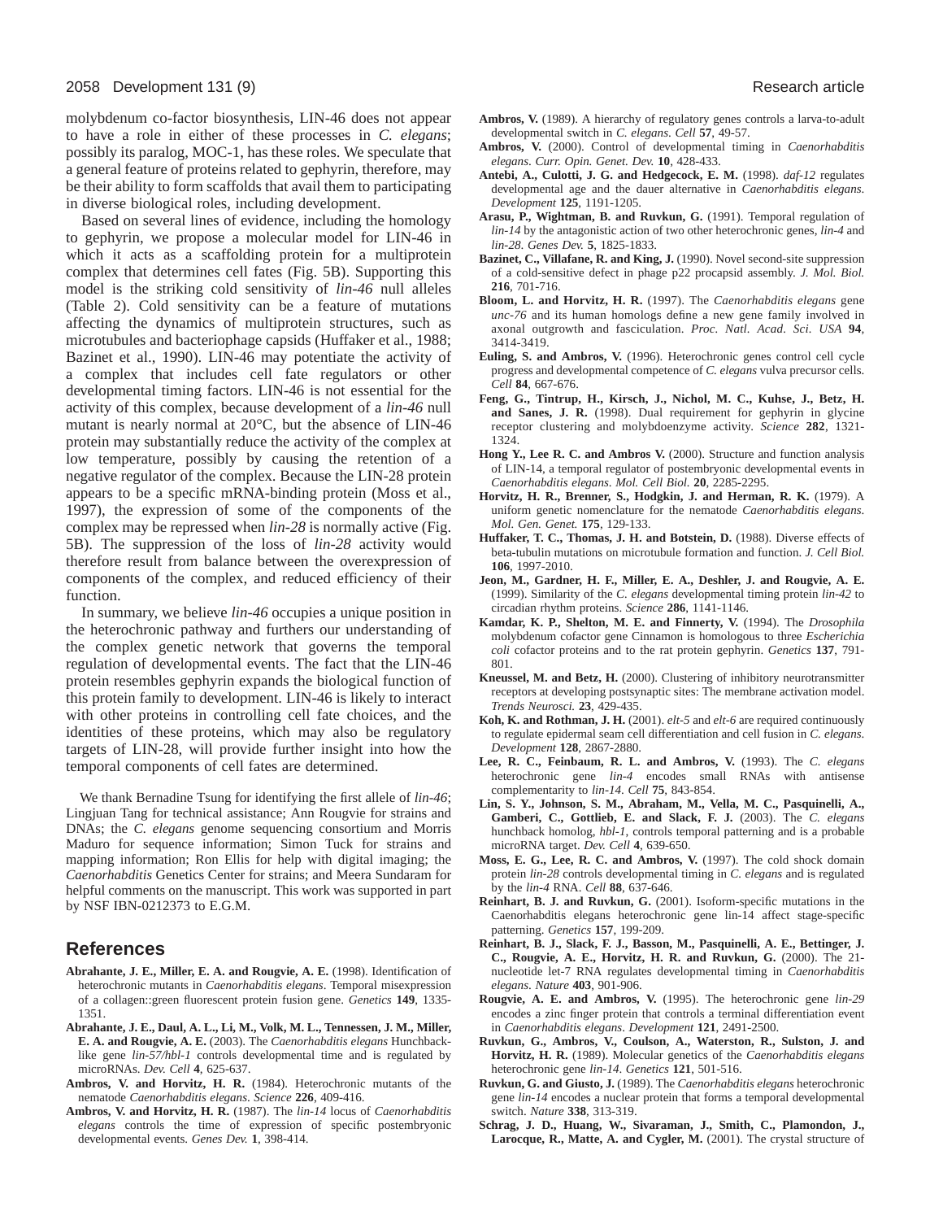molybdenum co-factor biosynthesis, LIN-46 does not appear to have a role in either of these processes in *C. elegans*; possibly its paralog, MOC-1, has these roles. We speculate that a general feature of proteins related to gephyrin, therefore, may be their ability to form scaffolds that avail them to participating in diverse biological roles, including development.

Based on several lines of evidence, including the homology to gephyrin, we propose a molecular model for LIN-46 in which it acts as a scaffolding protein for a multiprotein complex that determines cell fates (Fig. 5B). Supporting this model is the striking cold sensitivity of *lin-46* null alleles (Table 2). Cold sensitivity can be a feature of mutations affecting the dynamics of multiprotein structures, such as microtubules and bacteriophage capsids (Huffaker et al., 1988; Bazinet et al., 1990). LIN-46 may potentiate the activity of a complex that includes cell fate regulators or other developmental timing factors. LIN-46 is not essential for the activity of this complex, because development of a *lin-46* null mutant is nearly normal at 20°C, but the absence of LIN-46 protein may substantially reduce the activity of the complex at low temperature, possibly by causing the retention of a negative regulator of the complex. Because the LIN-28 protein appears to be a specific mRNA-binding protein (Moss et al., 1997), the expression of some of the components of the complex may be repressed when *lin-28* is normally active (Fig. 5B). The suppression of the loss of *lin-28* activity would therefore result from balance between the overexpression of components of the complex, and reduced efficiency of their function.

In summary, we believe *lin-46* occupies a unique position in the heterochronic pathway and furthers our understanding of the complex genetic network that governs the temporal regulation of developmental events. The fact that the LIN-46 protein resembles gephyrin expands the biological function of this protein family to development. LIN-46 is likely to interact with other proteins in controlling cell fate choices, and the identities of these proteins, which may also be regulatory targets of LIN-28, will provide further insight into how the temporal components of cell fates are determined.

We thank Bernadine Tsung for identifying the first allele of *lin-46*; Lingjuan Tang for technical assistance; Ann Rougvie for strains and DNAs; the *C. elegans* genome sequencing consortium and Morris Maduro for sequence information; Simon Tuck for strains and mapping information; Ron Ellis for help with digital imaging; the *Caenorhabditis* Genetics Center for strains; and Meera Sundaram for helpful comments on the manuscript. This work was supported in part by NSF IBN-0212373 to E.G.M.

## References

**Abrahante, J. E., Miller, E. A. and Rougvie, A. E.** (1998). Identification of heterochronic mutants in *Caenorhabditis elegans*. Temporal misexpression of a collagen::green fluorescent protein fusion gene. *Genetics* **149**, 1335-1351.

**Abrahante, J. E., Daul, A. L., Li, M., Volk, M. L., Tennessen, J. M., Miller, E. A. and Rougvie, A. E.** (2003). The *Caenorhabditis elegans* Hunchback-like gene *lin-57/hbl-1* controls developmental time and is regulated by microRNAs. *Dev. Cell* **4**, 625-637.

**Ambros, V. and Horvitz, H. R.** (1984). Heterochronic mutants of the nematode *Caenorhabditis elegans*. *Science* **226**, 409-416.

**Ambros, V. and Horvitz, H. R.** (1987). The *lin-14* locus of *Caenorhabditis elegans* controls the time of expression of specific postembryonic developmental events. *Genes Dev.* **1**, 398-414.

**Ambros, V.** (1989). A hierarchy of regulatory genes controls a larva-to-adult developmental switch in *C. elegans*. *Cell* **57**, 49-57.

**Ambros, V.** (2000). Control of developmental timing in *Caenorhabditis elegans*. *Curr. Opin. Genet. Dev.* **10**, 428-433.

**Antebi, A., Culotti, J. G. and Hedgecock, E. M.** (1998). *daf-12* regulates developmental age and the dauer alternative in *Caenorhabditis elegans*. *Development* **125**, 1191-1205.

**Arasu, P., Wightman, B. and Ruvkun, G.** (1991). Temporal regulation of *lin-14* by the antagonistic action of two other heterochronic genes, *lin-4* and *lin-28*. *Genes Dev.* **5**, 1825-1833.

**Bazinet, C., Villafane, R. and King, J.** (1990). Novel second-site suppression of a cold-sensitive defect in phage p22 procapsid assembly. *J. Mol. Biol.* **216**, 701-716.

**Bloom, L. and Horvitz, H. R.** (1997). The *Caenorhabditis elegans* gene *unc-76* and its human homologs define a new gene family involved in axonal outgrowth and fasciculation. *Proc. Natl. Acad. Sci. USA* **94**, 3414-3419.

**Euling, S. and Ambros, V.** (1996). Heterochronic genes control cell cycle progress and developmental competence of *C. elegans* vulva precursor cells. *Cell* **84**, 667-676.

**Feng, G., Tintrup, H., Kirsch, J., Nichol, M. C., Kuhse, J., Betz, H. and Sanes, J. R.** (1998). Dual requirement for gephyrin in glycine receptor clustering and molybdoenzyme activity. *Science* **282**, 1321-1324.

**Hong Y., Lee R. C. and Ambros V.** (2000). Structure and function analysis of LIN-14, a temporal regulator of postembryonic developmental events in *Caenorhabditis elegans*. *Mol. Cell Biol.* **20**, 2285-2295.

**Horvitz, H. R., Brenner, S., Hodgkin, J. and Herman, R. K.** (1979). A uniform genetic nomenclature for the nematode *Caenorhabditis elegans*. *Mol. Gen. Genet.* **175**, 129-133.

**Huffaker, T. C., Thomas, J. H. and Botstein, D.** (1988). Diverse effects of beta-tubulin mutations on microtubule formation and function. *J. Cell Biol.* **106**, 1997-2010.

**Jeon, M., Gardner, H. F., Miller, E. A., Deshler, J. and Rougvie, A. E.** (1999). Similarity of the *C. elegans* developmental timing protein *lin-42* to circadian rhythm proteins. *Science* **286**, 1141-1146.

**Kamdar, K. P., Shelton, M. E. and Finnerty, V.** (1994). The *Drosophila* molybdenum cofactor gene Cinnamon is homologous to three *Escherichia coli* cofactor proteins and to the rat protein gephyrin. *Genetics* **137**, 791-801.

**Kneussel, M. and Betz, H.** (2000). Clustering of inhibitory neurotransmitter receptors at developing postsynaptic sites: The membrane activation model. *Trends Neurosci.* **23**, 429-435.

**Koh, K. and Rothman, J. H.** (2001). *elt-5* and *elt-6* are required continuously to regulate epidermal seam cell differentiation and cell fusion in *C. elegans*. *Development* **128**, 2867-2880.

**Lee, R. C., Feinbaum, R. L. and Ambros, V.** (1993). The *C. elegans* heterochronic gene *lin-4* encodes small RNAs with antisense complementarity to *lin-14*. *Cell* **75**, 843-854.

**Lin, S. Y., Johnson, S. M., Abraham, M., Vella, M. C., Pasquinelli, A., Gamberi, C., Gottlieb, E. and Slack, F. J.** (2003). The *C. elegans* hunchback homolog, *hbl-1*, controls temporal patterning and is a probable microRNA target. *Dev. Cell* **4**, 639-650.

**Moss, E. G., Lee, R. C. and Ambros, V.** (1997). The cold shock domain protein *lin-28* controls developmental timing in *C. elegans* and is regulated by the *lin-4* RNA. *Cell* **88**, 637-646.

**Reinhart, B. J. and Ruvkun, G.** (2001). Isoform-specific mutations in the Caenorhabditis elegans heterochronic gene lin-14 affect stage-specific patterning. *Genetics* **157**, 199-209.

**Reinhart, B. J., Slack, F. J., Basson, M., Pasquinelli, A. E., Bettinger, J. C., Rougvie, A. E., Horvitz, H. R. and Ruvkun, G.** (2000). The 21-nucleotide let-7 RNA regulates developmental timing in *Caenorhabditis elegans*. *Nature* **403**, 901-906.

**Rougvie, A. E. and Ambros, V.** (1995). The heterochronic gene *lin-29* encodes a zinc finger protein that controls a terminal differentiation event in *Caenorhabditis elegans*. *Development* **121**, 2491-2500.

**Ruvkun, G., Ambros, V., Coulson, A., Waterston, R., Sulston, J. and Horvitz, H. R.** (1989). Molecular genetics of the *Caenorhabditis elegans* heterochronic gene *lin-14*. *Genetics* **121**, 501-516.

**Ruvkun, G. and Giusto, J.** (1989). The *Caenorhabditis elegans* heterochronic gene *lin-14* encodes a nuclear protein that forms a temporal developmental switch. *Nature* **338**, 313-319.

**Schrag, J. D., Huang, W., Sivaraman, J., Smith, C., Plamondon, J., Larocque, R., Matte, A. and Cygler, M.** (2001). The crystal structure of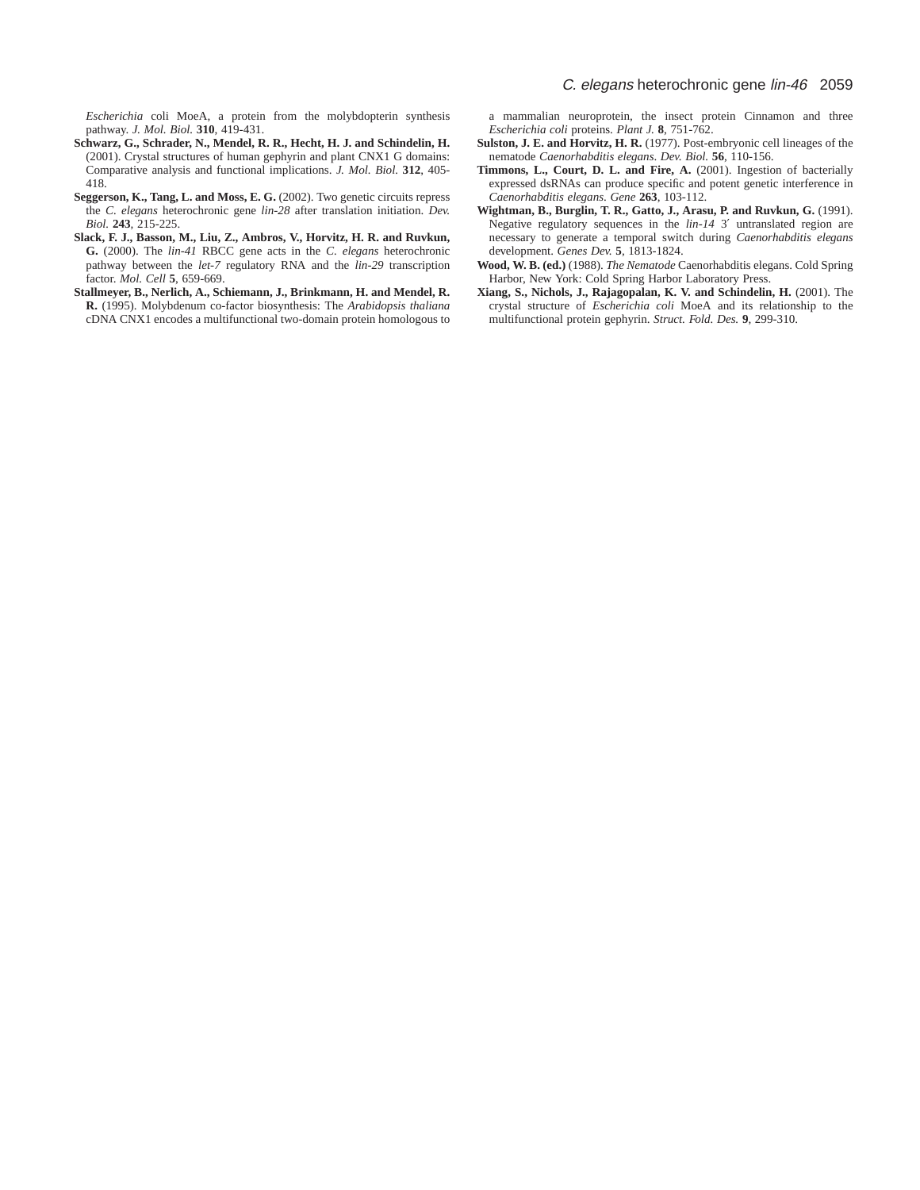*Escherichia* coli MoeA, a protein from the molybdopterin synthesis pathway. *J. Mol. Biol.* **310**, 419-431.

**Schwarz, G., Schrader, N., Mendel, R. R., Hecht, H. J. and Schindelin, H.** (2001). Crystal structures of human gephyrin and plant CNX1 G domains: Comparative analysis and functional implications. *J. Mol. Biol.* **312**, 405-418.

**Seggerson, K., Tang, L. and Moss, E. G.** (2002). Two genetic circuits repress the *C. elegans* heterochronic gene *lin-28* after translation initiation. *Dev. Biol.* **243**, 215-225.

**Slack, F. J., Basson, M., Liu, Z., Ambros, V., Horvitz, H. R. and Ruvkun, G.** (2000). The *lin-41* RBCC gene acts in the *C. elegans* heterochronic pathway between the *let-7* regulatory RNA and the *lin-29* transcription factor. *Mol. Cell* **5**, 659-669.

**Stallmeyer, B., Nerlich, A., Schiemann, J., Brinkmann, H. and Mendel, R. R.** (1995). Molybdenum co-factor biosynthesis: The *Arabidopsis thaliana* cDNA CNX1 encodes a multifunctional two-domain protein homologous to a mammalian neuroprotein, the insect protein Cinnamon and three *Escherichia coli* proteins. *Plant J.* **8**, 751-762.

**Sulston, J. E. and Horvitz, H. R.** (1977). Post-embryonic cell lineages of the nematode *Caenorhabditis elegans*. *Dev. Biol.* **56**, 110-156.

**Timmons, L., Court, D. L. and Fire, A.** (2001). Ingestion of bacterially expressed dsRNAs can produce specific and potent genetic interference in *Caenorhabditis elegans*. *Gene* **263**, 103-112.

**Wightman, B., Burglin, T. R., Gatto, J., Arasu, P. and Ruvkun, G.** (1991). Negative regulatory sequences in the *lin-14* 3′ untranslated region are necessary to generate a temporal switch during *Caenorhabditis elegans* development. *Genes Dev.* **5**, 1813-1824.

**Wood, W. B. (ed.)** (1988). *The Nematode* Caenorhabditis elegans. Cold Spring Harbor, New York: Cold Spring Harbor Laboratory Press.

**Xiang, S., Nichols, J., Rajagopalan, K. V. and Schindelin, H.** (2001). The crystal structure of *Escherichia coli* MoeA and its relationship to the multifunctional protein gephyrin. *Struct. Fold. Des.* **9**, 299-310.